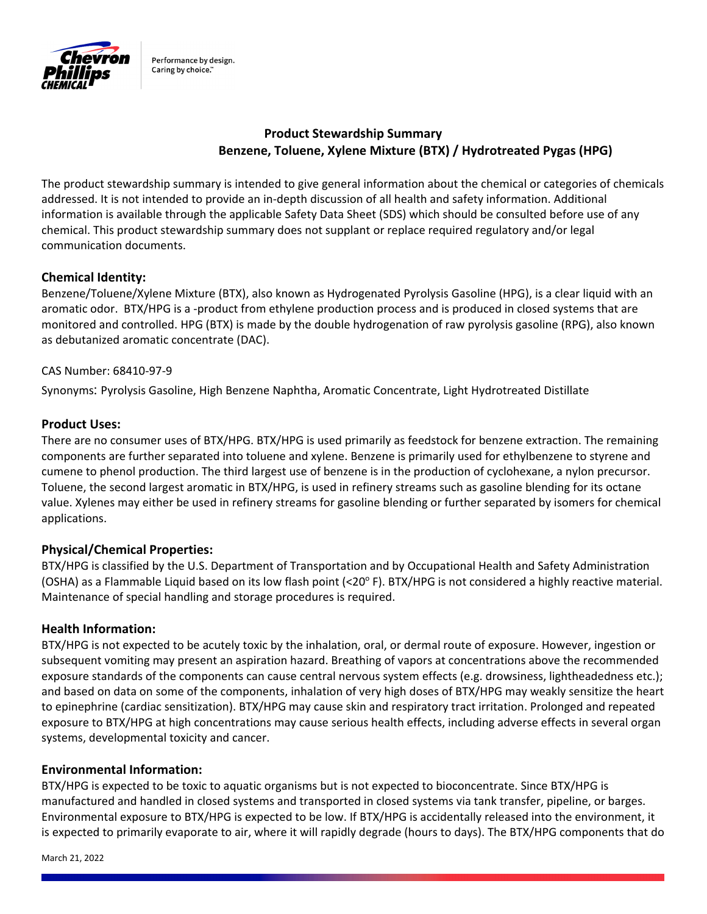# Product Stewardship Summary

## Benzene, Toluene, Xylene Mixture (BTX) / Hydrotreated Pygas (HPG)

The product stewardship summary is intended to give general information about the chemical or categories of chemicals addressed. It is not intended to provide an in-depth discussion of all health and safety information. Additional information is available through the applicable Safety Data Sheet (SDS) which should be consulted before use of any chemical. This product stewardship summary does not supplant or replace required regulatory and/or legal communication documents.

### Chemical Identity:

Benzene/Toluene/Xylene Mixture (BTX), also known as Hydrogenated Pyrolysis Gasoline (HPG), is a clear liquid with an aromatic odor. BTX/HPG is a -product from ethylene production process and is produced in closed systems that are monitored and controlled. HPG (BTX) is made by the double hydrogenation of raw pyrolysis gasoline (RPG), also known as debutanized aromatic concentrate (DAC).

CAS Number: 68410-97-9

Synonyms: Pyrolysis Gasoline, High Benzene Naphtha, Aromatic Concentrate, Light Hydrotreated Distillate

### Product Uses:

There are no consumer uses of BTX/HPG. BTX/HPG is used primarily as feedstock for benzene extraction. The remaining components are further separated into toluene and xylene. Benzene is primarily used for ethylbenzene to styrene and cumene to phenol production. The third largest use of benzene is in the production of cyclohexane, a nylon precursor. Toluene, the second largest aromatic in BTX/HPG, is used in refinery streams such as gasoline blending for its octane value. Xylenes may either be used in refinery streams for gasoline blending or further separated by isomers for chemical applications.

### Physical/Chemical Properties:

BTX/HPG is classified by the U.S. Department of Transportation and by Occupational Health and Safety Administration (OSHA) as a Flammable Liquid based on its low flash point (<20$^{o}$ F). BTX/HPG is not considered a highly reactive material. Maintenance of special handling and storage procedures is required.

### Health Information:

BTX/HPG is not expected to be acutely toxic by the inhalation, oral, or dermal route of exposure. However, ingestion or subsequent vomiting may present an aspiration hazard. Breathing of vapors at concentrations above the recommended exposure standards of the components can cause central nervous system effects (e.g. drowsiness, lightheadedness etc.); and based on data on some of the components, inhalation of very high doses of BTX/HPG may weakly sensitize the heart to epinephrine (cardiac sensitization). BTX/HPG may cause skin and respiratory tract irritation. Prolonged and repeated exposure to BTX/HPG at high concentrations may cause serious health effects, including adverse effects in several organ systems, developmental toxicity and cancer.

### Environmental Information:

BTX/HPG is expected to be toxic to aquatic organisms but is not expected to bioconcentrate. Since BTX/HPG is manufactured and handled in closed systems and transported in closed systems via tank transfer, pipeline, or barges. Environmental exposure to BTX/HPG is expected to be low. If BTX/HPG is accidentally released into the environment, it is expected to primarily evaporate to air, where it will rapidly degrade (hours to days). The BTX/HPG components that do

March 21, 2022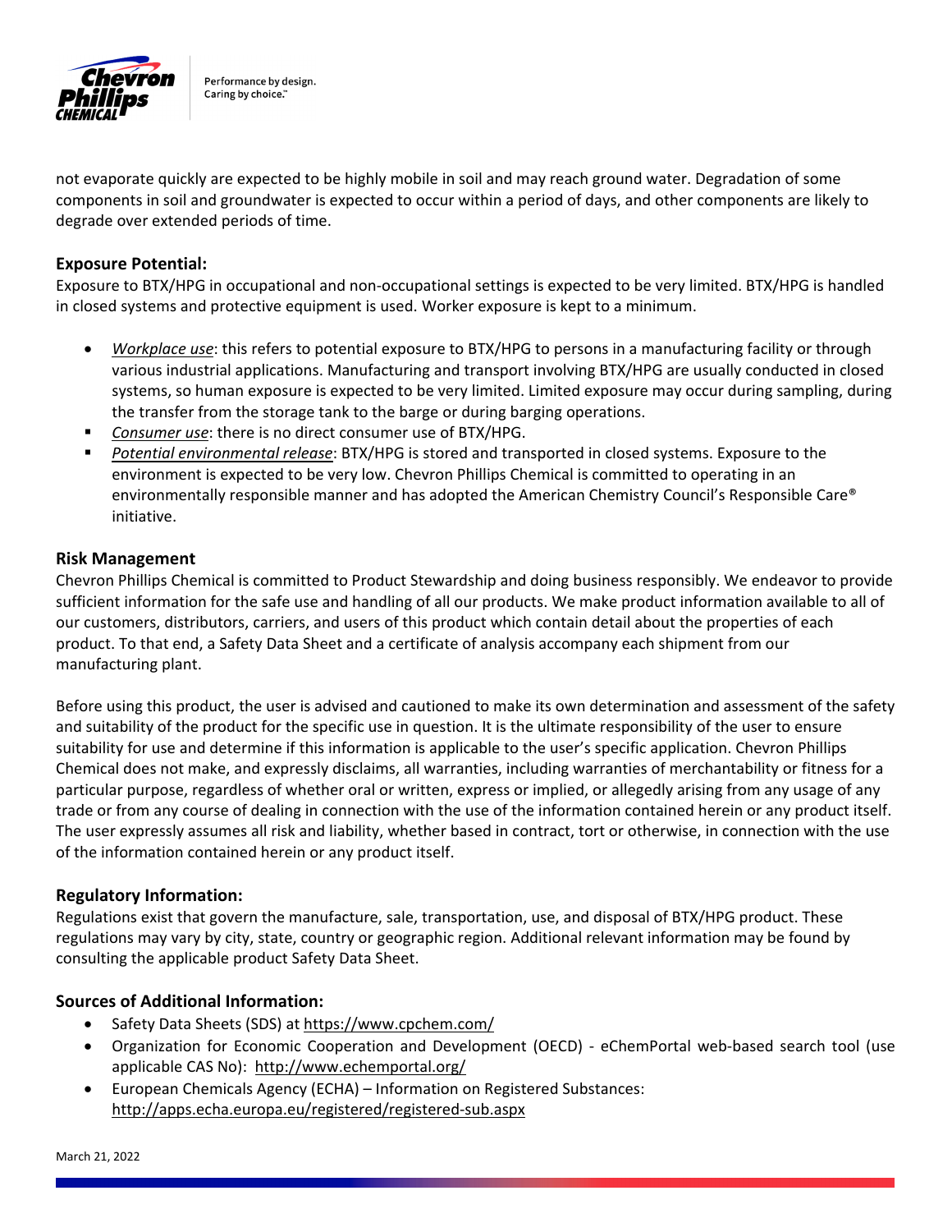not evaporate quickly are expected to be highly mobile in soil and may reach ground water. Degradation of some components in soil and groundwater is expected to occur within a period of days, and other components are likely to degrade over extended periods of time.

## Exposure Potential:

Exposure to BTX/HPG in occupational and non-occupational settings is expected to be very limited. BTX/HPG is handled in closed systems and protective equipment is used. Worker exposure is kept to a minimum.

- *Workplace use*: this refers to potential exposure to BTX/HPG to persons in a manufacturing facility or through various industrial applications. Manufacturing and transport involving BTX/HPG are usually conducted in closed systems, so human exposure is expected to be very limited. Limited exposure may occur during sampling, during the transfer from the storage tank to the barge or during barging operations.
- *Consumer use*: there is no direct consumer use of BTX/HPG.
- *Potential environmental release*: BTX/HPG is stored and transported in closed systems. Exposure to the environment is expected to be very low. Chevron Phillips Chemical is committed to operating in an environmentally responsible manner and has adopted the American Chemistry Council's Responsible Care® initiative.

## Risk Management

Chevron Phillips Chemical is committed to Product Stewardship and doing business responsibly. We endeavor to provide sufficient information for the safe use and handling of all our products. We make product information available to all of our customers, distributors, carriers, and users of this product which contain detail about the properties of each product. To that end, a Safety Data Sheet and a certificate of analysis accompany each shipment from our manufacturing plant.

Before using this product, the user is advised and cautioned to make its own determination and assessment of the safety and suitability of the product for the specific use in question. It is the ultimate responsibility of the user to ensure suitability for use and determine if this information is applicable to the user's specific application. Chevron Phillips Chemical does not make, and expressly disclaims, all warranties, including warranties of merchantability or fitness for a particular purpose, regardless of whether oral or written, express or implied, or allegedly arising from any usage of any trade or from any course of dealing in connection with the use of the information contained herein or any product itself. The user expressly assumes all risk and liability, whether based in contract, tort or otherwise, in connection with the use of the information contained herein or any product itself.

## Regulatory Information:

Regulations exist that govern the manufacture, sale, transportation, use, and disposal of BTX/HPG product. These regulations may vary by city, state, country or geographic region. Additional relevant information may be found by consulting the applicable product Safety Data Sheet.

## Sources of Additional Information:

- Safety Data Sheets (SDS) at https://www.cpchem.com/
- Organization for Economic Cooperation and Development (OECD) - eChemPortal web-based search tool (use applicable CAS No): http://www.echemportal.org/
- European Chemicals Agency (ECHA) – Information on Registered Substances: http://apps.echa.europa.eu/registered/registered-sub.aspx

March 21, 2022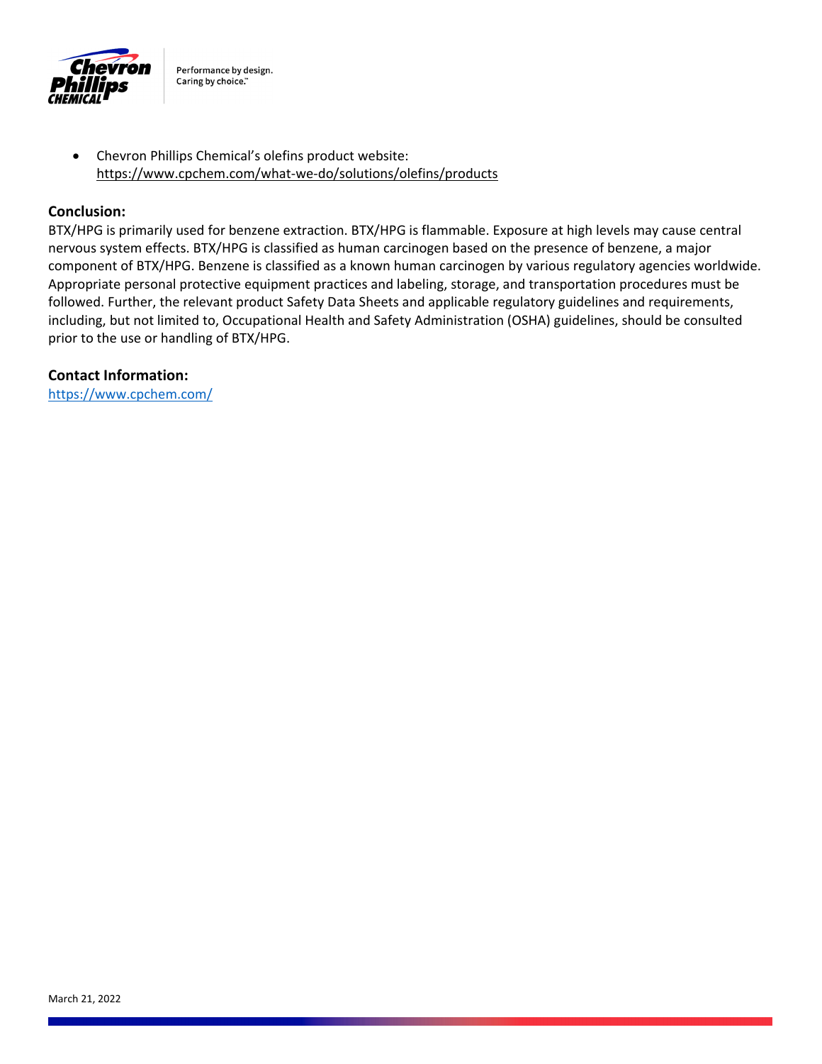- Chevron Phillips Chemical's olefins product website: https://www.cpchem.com/what-we-do/solutions/olefins/products

## Conclusion:

BTX/HPG is primarily used for benzene extraction. BTX/HPG is flammable. Exposure at high levels may cause central nervous system effects. BTX/HPG is classified as human carcinogen based on the presence of benzene, a major component of BTX/HPG. Benzene is classified as a known human carcinogen by various regulatory agencies worldwide. Appropriate personal protective equipment practices and labeling, storage, and transportation procedures must be followed. Further, the relevant product Safety Data Sheets and applicable regulatory guidelines and requirements, including, but not limited to, Occupational Health and Safety Administration (OSHA) guidelines, should be consulted prior to the use or handling of BTX/HPG.

## Contact Information:

https://www.cpchem.com/

March 21, 2022